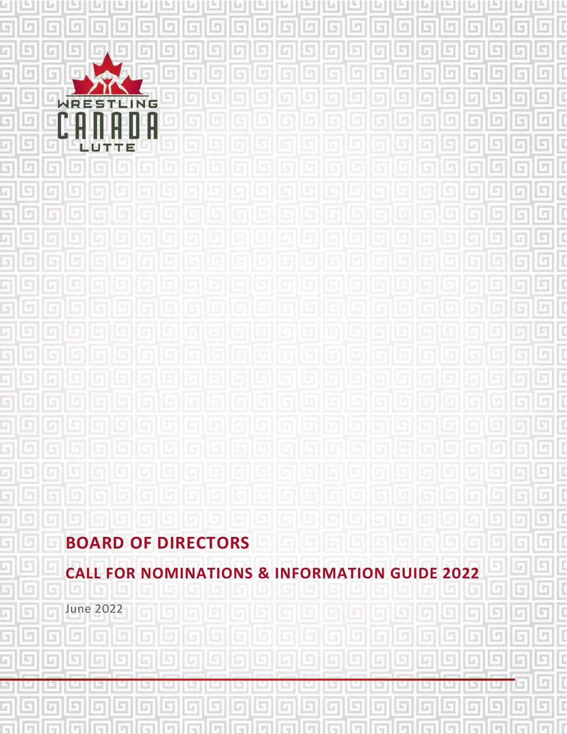WRESTLING CANADA LUTTE

# BOARD OF DIRECTORS

## CALL FOR NOMINATIONS & INFORMATION GUIDE 2022

June 2022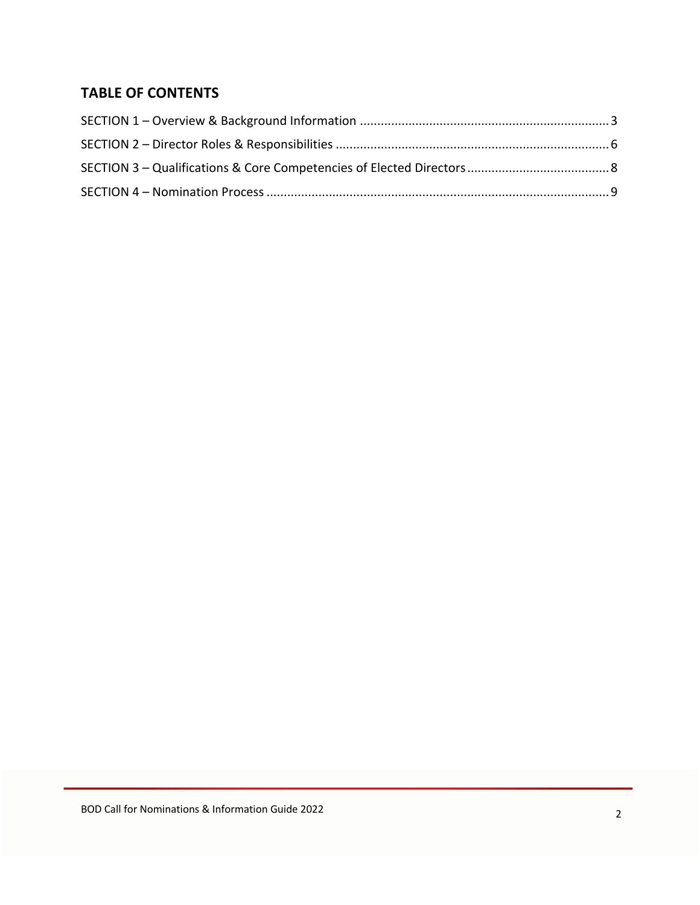## TABLE OF CONTENTS

SECTION 1 – Overview & Background Information ........................................................................ 3

SECTION 2 – Director Roles & Responsibilities ............................................................................ 6

SECTION 3 – Qualifications & Core Competencies of Elected Directors ........................................ 8

SECTION 4 – Nomination Process ................................................................................................. 9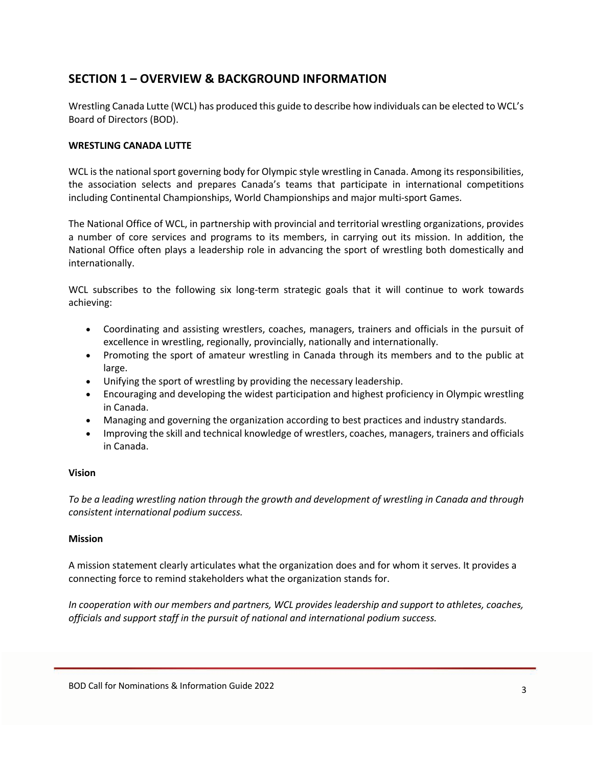## SECTION 1 – OVERVIEW & BACKGROUND INFORMATION

Wrestling Canada Lutte (WCL) has produced this guide to describe how individuals can be elected to WCL's Board of Directors (BOD).

**WRESTLING CANADA LUTTE**

WCL is the national sport governing body for Olympic style wrestling in Canada. Among its responsibilities, the association selects and prepares Canada's teams that participate in international competitions including Continental Championships, World Championships and major multi-sport Games.

The National Office of WCL, in partnership with provincial and territorial wrestling organizations, provides a number of core services and programs to its members, in carrying out its mission. In addition, the National Office often plays a leadership role in advancing the sport of wrestling both domestically and internationally.

WCL subscribes to the following six long-term strategic goals that it will continue to work towards achieving:

- Coordinating and assisting wrestlers, coaches, managers, trainers and officials in the pursuit of excellence in wrestling, regionally, provincially, nationally and internationally.
- Promoting the sport of amateur wrestling in Canada through its members and to the public at large.
- Unifying the sport of wrestling by providing the necessary leadership.
- Encouraging and developing the widest participation and highest proficiency in Olympic wrestling in Canada.
- Managing and governing the organization according to best practices and industry standards.
- Improving the skill and technical knowledge of wrestlers, coaches, managers, trainers and officials in Canada.

**Vision**

*To be a leading wrestling nation through the growth and development of wrestling in Canada and through consistent international podium success.*

**Mission**

A mission statement clearly articulates what the organization does and for whom it serves. It provides a connecting force to remind stakeholders what the organization stands for.

*In cooperation with our members and partners, WCL provides leadership and support to athletes, coaches, officials and support staff in the pursuit of national and international podium success.*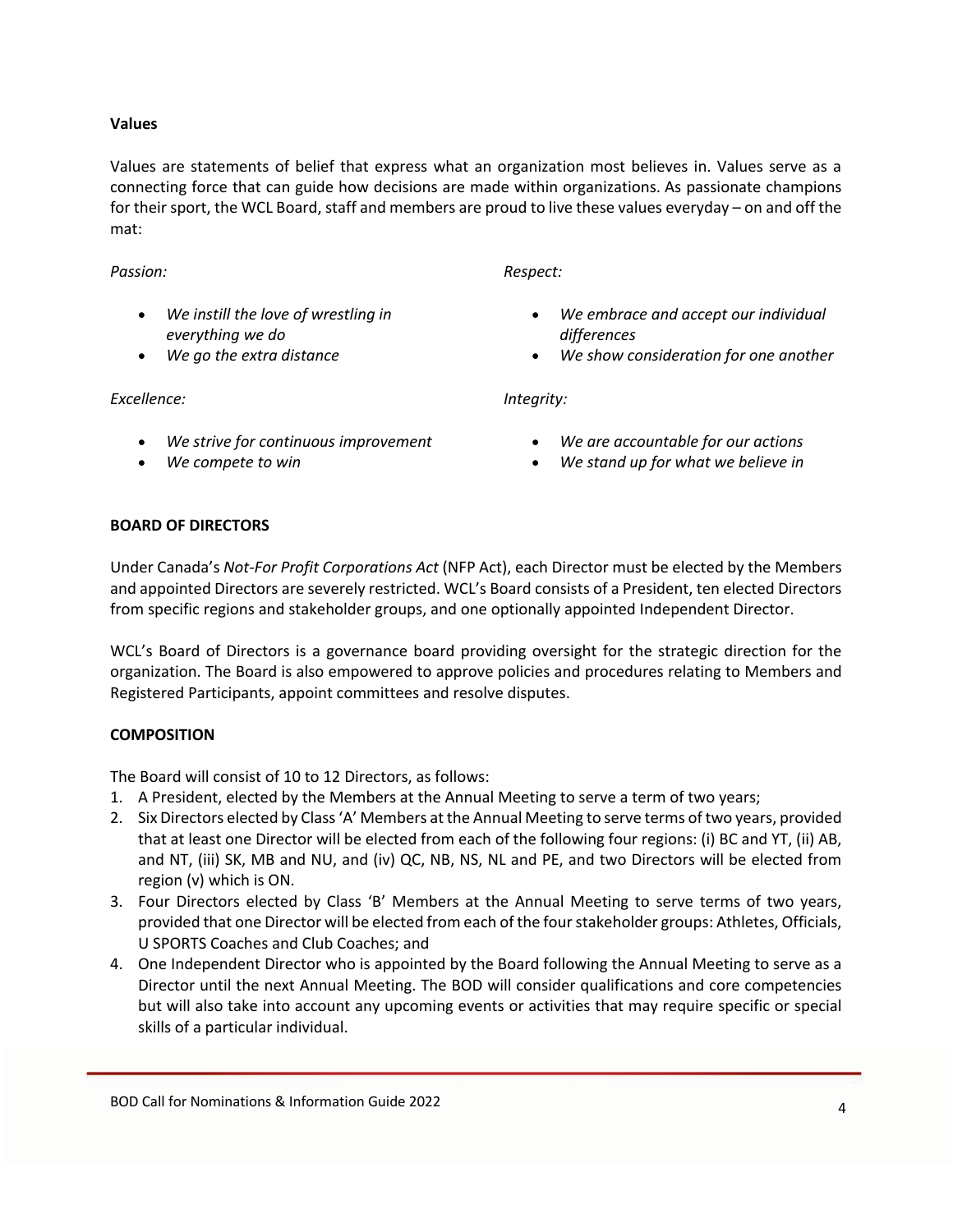**Values**

Values are statements of belief that express what an organization most believes in. Values serve as a connecting force that can guide how decisions are made within organizations. As passionate champions for their sport, the WCL Board, staff and members are proud to live these values everyday – on and off the mat:

*Passion:*

- *We instill the love of wrestling in everything we do*
- *We go the extra distance*

*Respect:*

- *We embrace and accept our individual differences*
- *We show consideration for one another*

*Excellence:*

- *We strive for continuous improvement*
- *We compete to win*

*Integrity:*

- *We are accountable for our actions*
- *We stand up for what we believe in*

**BOARD OF DIRECTORS**

Under Canada's *Not-For Profit Corporations Act* (NFP Act), each Director must be elected by the Members and appointed Directors are severely restricted. WCL's Board consists of a President, ten elected Directors from specific regions and stakeholder groups, and one optionally appointed Independent Director.

WCL's Board of Directors is a governance board providing oversight for the strategic direction for the organization. The Board is also empowered to approve policies and procedures relating to Members and Registered Participants, appoint committees and resolve disputes.

**COMPOSITION**

The Board will consist of 10 to 12 Directors, as follows:

1. A President, elected by the Members at the Annual Meeting to serve a term of two years;
2. Six Directors elected by Class 'A' Members at the Annual Meeting to serve terms of two years, provided that at least one Director will be elected from each of the following four regions: (i) BC and YT, (ii) AB, and NT, (iii) SK, MB and NU, and (iv) QC, NB, NS, NL and PE, and two Directors will be elected from region (v) which is ON.
3. Four Directors elected by Class 'B' Members at the Annual Meeting to serve terms of two years, provided that one Director will be elected from each of the four stakeholder groups: Athletes, Officials, U SPORTS Coaches and Club Coaches; and
4. One Independent Director who is appointed by the Board following the Annual Meeting to serve as a Director until the next Annual Meeting. The BOD will consider qualifications and core competencies but will also take into account any upcoming events or activities that may require specific or special skills of a particular individual.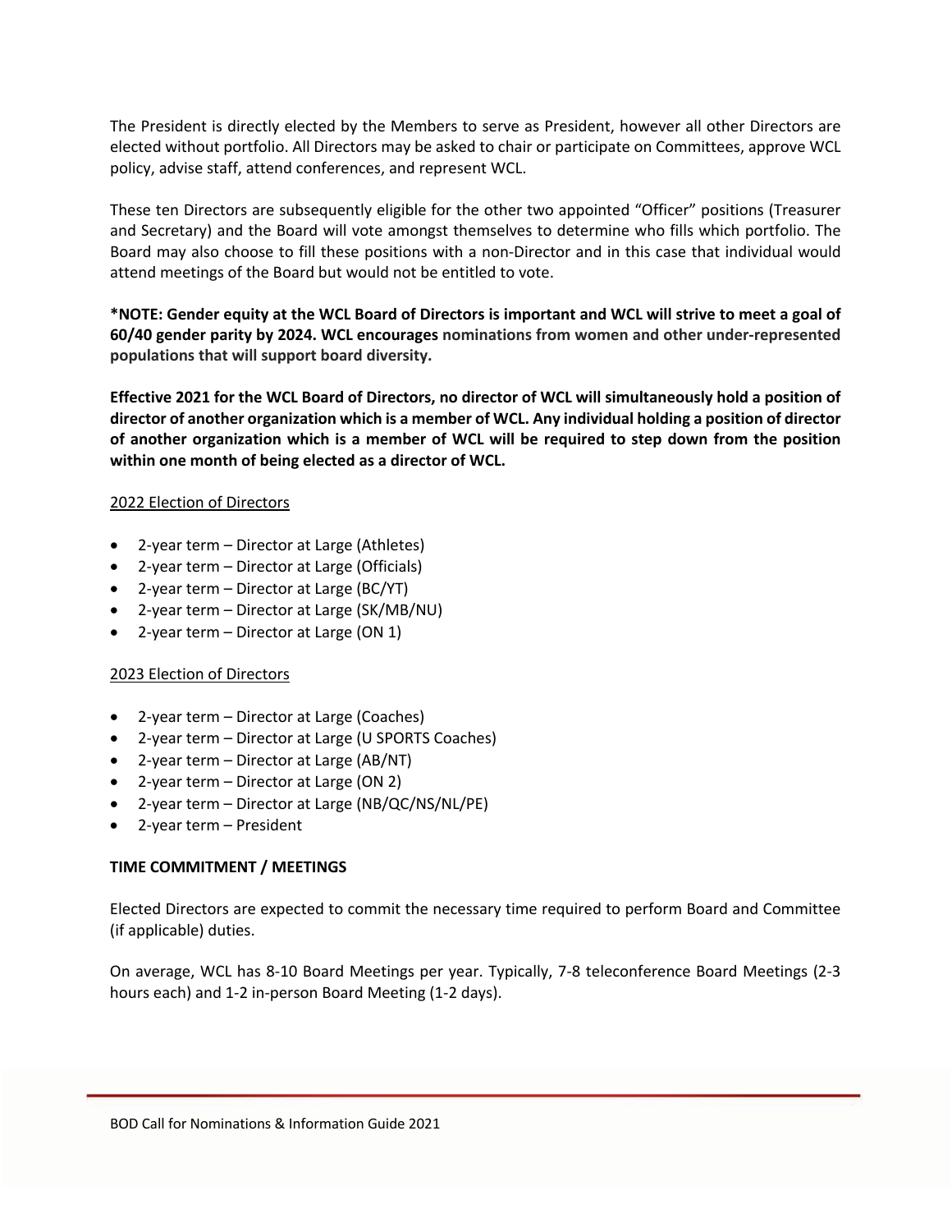The President is directly elected by the Members to serve as President, however all other Directors are elected without portfolio. All Directors may be asked to chair or participate on Committees, approve WCL policy, advise staff, attend conferences, and represent WCL.

These ten Directors are subsequently eligible for the other two appointed "Officer" positions (Treasurer and Secretary) and the Board will vote amongst themselves to determine who fills which portfolio. The Board may also choose to fill these positions with a non-Director and in this case that individual would attend meetings of the Board but would not be entitled to vote.

**\*NOTE: Gender equity at the WCL Board of Directors is important and WCL will strive to meet a goal of 60/40 gender parity by 2024. WCL encourages nominations from women and other under-represented populations that will support board diversity.**

**Effective 2021 for the WCL Board of Directors, no director of WCL will simultaneously hold a position of director of another organization which is a member of WCL. Any individual holding a position of director of another organization which is a member of WCL will be required to step down from the position within one month of being elected as a director of WCL.**

<u>2022 Election of Directors</u>

- 2-year term – Director at Large (Athletes)
- 2-year term – Director at Large (Officials)
- 2-year term – Director at Large (BC/YT)
- 2-year term – Director at Large (SK/MB/NU)
- 2-year term – Director at Large (ON 1)

<u>2023 Election of Directors</u>

- 2-year term – Director at Large (Coaches)
- 2-year term – Director at Large (U SPORTS Coaches)
- 2-year term – Director at Large (AB/NT)
- 2-year term – Director at Large (ON 2)
- 2-year term – Director at Large (NB/QC/NS/NL/PE)
- 2-year term – President

**TIME COMMITMENT / MEETINGS**

Elected Directors are expected to commit the necessary time required to perform Board and Committee (if applicable) duties.

On average, WCL has 8-10 Board Meetings per year. Typically, 7-8 teleconference Board Meetings (2-3 hours each) and 1-2 in-person Board Meeting (1-2 days).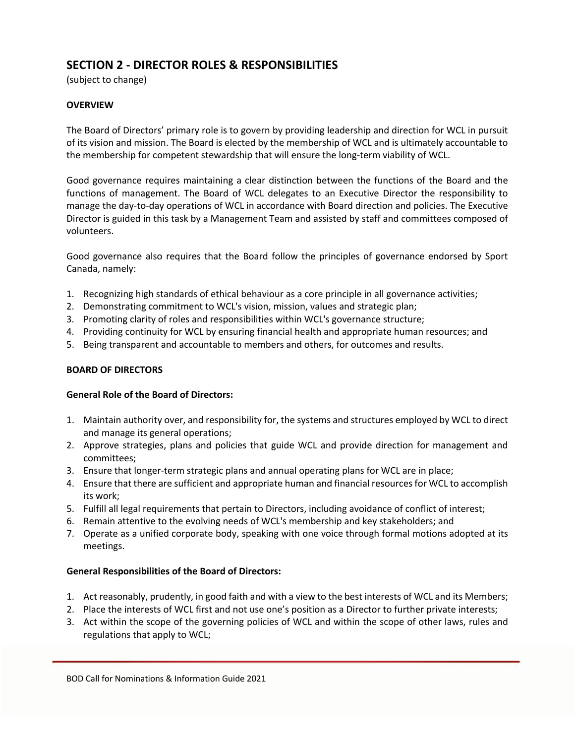## SECTION 2 - DIRECTOR ROLES & RESPONSIBILITIES

(subject to change)

**OVERVIEW**

The Board of Directors' primary role is to govern by providing leadership and direction for WCL in pursuit of its vision and mission. The Board is elected by the membership of WCL and is ultimately accountable to the membership for competent stewardship that will ensure the long-term viability of WCL.

Good governance requires maintaining a clear distinction between the functions of the Board and the functions of management. The Board of WCL delegates to an Executive Director the responsibility to manage the day-to-day operations of WCL in accordance with Board direction and policies. The Executive Director is guided in this task by a Management Team and assisted by staff and committees composed of volunteers.

Good governance also requires that the Board follow the principles of governance endorsed by Sport Canada, namely:

1. Recognizing high standards of ethical behaviour as a core principle in all governance activities;
2. Demonstrating commitment to WCL's vision, mission, values and strategic plan;
3. Promoting clarity of roles and responsibilities within WCL's governance structure;
4. Providing continuity for WCL by ensuring financial health and appropriate human resources; and
5. Being transparent and accountable to members and others, for outcomes and results.

**BOARD OF DIRECTORS**

**General Role of the Board of Directors:**

1. Maintain authority over, and responsibility for, the systems and structures employed by WCL to direct and manage its general operations;
2. Approve strategies, plans and policies that guide WCL and provide direction for management and committees;
3. Ensure that longer-term strategic plans and annual operating plans for WCL are in place;
4. Ensure that there are sufficient and appropriate human and financial resources for WCL to accomplish its work;
5. Fulfill all legal requirements that pertain to Directors, including avoidance of conflict of interest;
6. Remain attentive to the evolving needs of WCL's membership and key stakeholders; and
7. Operate as a unified corporate body, speaking with one voice through formal motions adopted at its meetings.

**General Responsibilities of the Board of Directors:**

1. Act reasonably, prudently, in good faith and with a view to the best interests of WCL and its Members;
2. Place the interests of WCL first and not use one's position as a Director to further private interests;
3. Act within the scope of the governing policies of WCL and within the scope of other laws, rules and regulations that apply to WCL;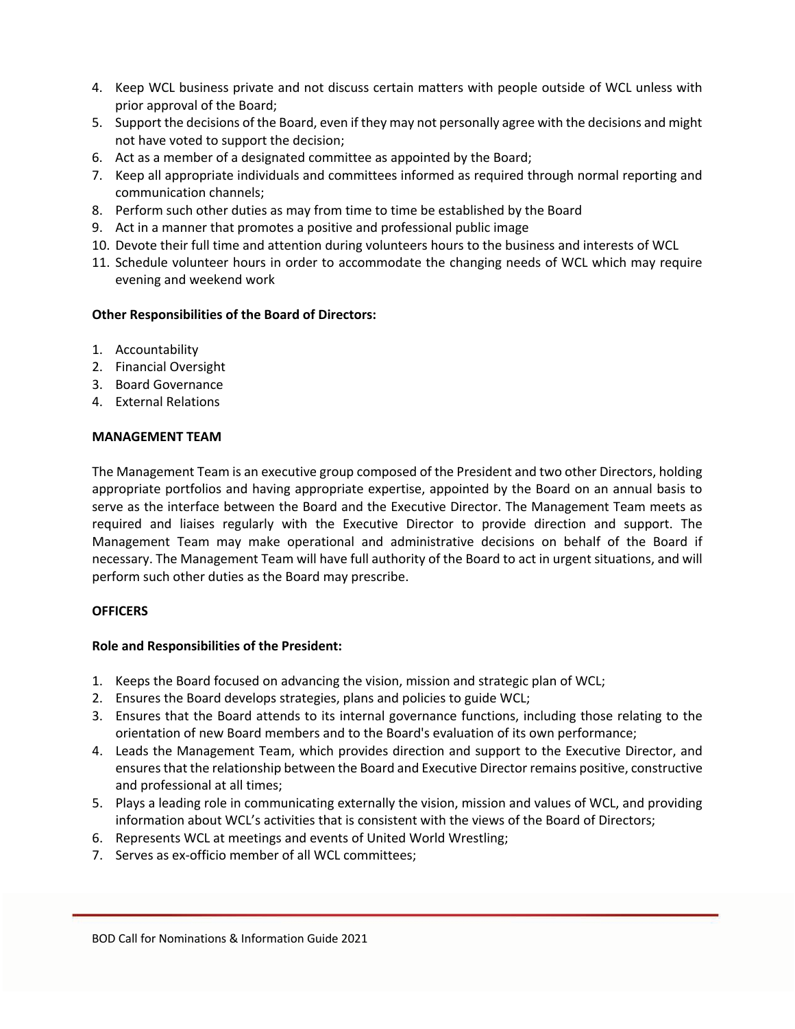4. Keep WCL business private and not discuss certain matters with people outside of WCL unless with prior approval of the Board;
5. Support the decisions of the Board, even if they may not personally agree with the decisions and might not have voted to support the decision;
6. Act as a member of a designated committee as appointed by the Board;
7. Keep all appropriate individuals and committees informed as required through normal reporting and communication channels;
8. Perform such other duties as may from time to time be established by the Board
9. Act in a manner that promotes a positive and professional public image
10. Devote their full time and attention during volunteers hours to the business and interests of WCL
11. Schedule volunteer hours in order to accommodate the changing needs of WCL which may require evening and weekend work

**Other Responsibilities of the Board of Directors:**

1. Accountability
2. Financial Oversight
3. Board Governance
4. External Relations

**MANAGEMENT TEAM**

The Management Team is an executive group composed of the President and two other Directors, holding appropriate portfolios and having appropriate expertise, appointed by the Board on an annual basis to serve as the interface between the Board and the Executive Director. The Management Team meets as required and liaises regularly with the Executive Director to provide direction and support. The Management Team may make operational and administrative decisions on behalf of the Board if necessary. The Management Team will have full authority of the Board to act in urgent situations, and will perform such other duties as the Board may prescribe.

**OFFICERS**

**Role and Responsibilities of the President:**

1. Keeps the Board focused on advancing the vision, mission and strategic plan of WCL;
2. Ensures the Board develops strategies, plans and policies to guide WCL;
3. Ensures that the Board attends to its internal governance functions, including those relating to the orientation of new Board members and to the Board's evaluation of its own performance;
4. Leads the Management Team, which provides direction and support to the Executive Director, and ensures that the relationship between the Board and Executive Director remains positive, constructive and professional at all times;
5. Plays a leading role in communicating externally the vision, mission and values of WCL, and providing information about WCL's activities that is consistent with the views of the Board of Directors;
6. Represents WCL at meetings and events of United World Wrestling;
7. Serves as ex-officio member of all WCL committees;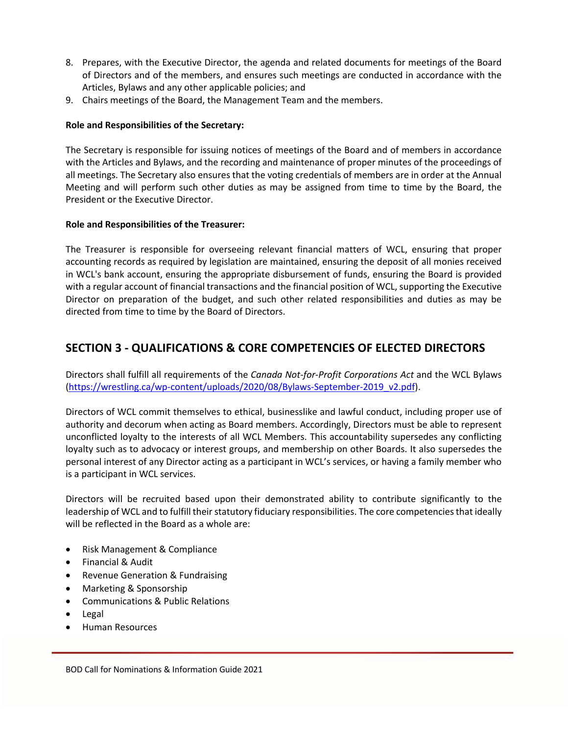8. Prepares, with the Executive Director, the agenda and related documents for meetings of the Board of Directors and of the members, and ensures such meetings are conducted in accordance with the Articles, Bylaws and any other applicable policies; and
9. Chairs meetings of the Board, the Management Team and the members.

**Role and Responsibilities of the Secretary:**

The Secretary is responsible for issuing notices of meetings of the Board and of members in accordance with the Articles and Bylaws, and the recording and maintenance of proper minutes of the proceedings of all meetings. The Secretary also ensures that the voting credentials of members are in order at the Annual Meeting and will perform such other duties as may be assigned from time to time by the Board, the President or the Executive Director.

**Role and Responsibilities of the Treasurer:**

The Treasurer is responsible for overseeing relevant financial matters of WCL, ensuring that proper accounting records as required by legislation are maintained, ensuring the deposit of all monies received in WCL's bank account, ensuring the appropriate disbursement of funds, ensuring the Board is provided with a regular account of financial transactions and the financial position of WCL, supporting the Executive Director on preparation of the budget, and such other related responsibilities and duties as may be directed from time to time by the Board of Directors.

## SECTION 3 - QUALIFICATIONS & CORE COMPETENCIES OF ELECTED DIRECTORS

Directors shall fulfill all requirements of the *Canada Not-for-Profit Corporations Act* and the WCL Bylaws (https://wrestling.ca/wp-content/uploads/2020/08/Bylaws-September-2019_v2.pdf).

Directors of WCL commit themselves to ethical, businesslike and lawful conduct, including proper use of authority and decorum when acting as Board members. Accordingly, Directors must be able to represent unconflicted loyalty to the interests of all WCL Members. This accountability supersedes any conflicting loyalty such as to advocacy or interest groups, and membership on other Boards. It also supersedes the personal interest of any Director acting as a participant in WCL's services, or having a family member who is a participant in WCL services.

Directors will be recruited based upon their demonstrated ability to contribute significantly to the leadership of WCL and to fulfill their statutory fiduciary responsibilities. The core competencies that ideally will be reflected in the Board as a whole are:

- Risk Management & Compliance
- Financial & Audit
- Revenue Generation & Fundraising
- Marketing & Sponsorship
- Communications & Public Relations
- Legal
- Human Resources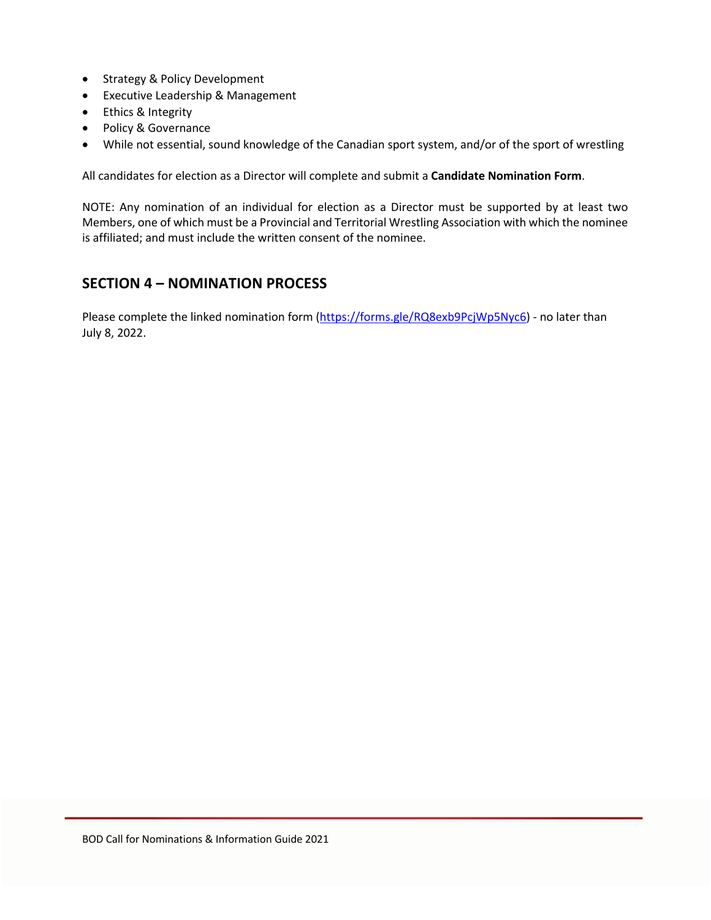- Strategy & Policy Development
- Executive Leadership & Management
- Ethics & Integrity
- Policy & Governance
- While not essential, sound knowledge of the Canadian sport system, and/or of the sport of wrestling

All candidates for election as a Director will complete and submit a **Candidate Nomination Form**.

NOTE: Any nomination of an individual for election as a Director must be supported by at least two Members, one of which must be a Provincial and Territorial Wrestling Association with which the nominee is affiliated; and must include the written consent of the nominee.

## SECTION 4 – NOMINATION PROCESS

Please complete the linked nomination form (https://forms.gle/RQ8exb9PcjWp5Nyc6) - no later than July 8, 2022.